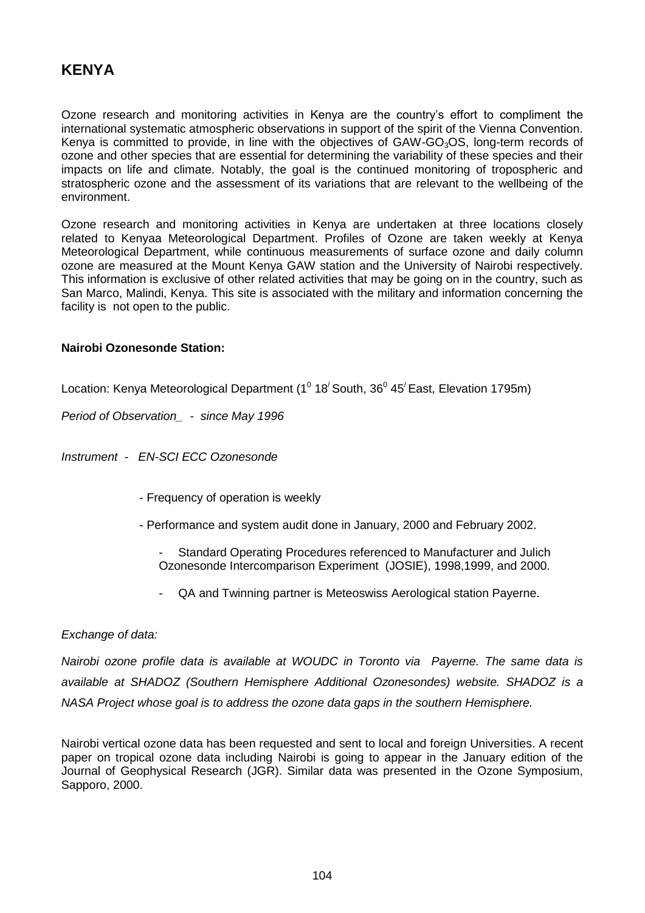# KENYA

Ozone research and monitoring activities in Kenya are the country's effort to compliment the international systematic atmospheric observations in support of the spirit of the Vienna Convention. Kenya is committed to provide, in line with the objectives of GAW-$GO_3$OS, long-term records of ozone and other species that are essential for determining the variability of these species and their impacts on life and climate. Notably, the goal is the continued monitoring of tropospheric and stratospheric ozone and the assessment of its variations that are relevant to the wellbeing of the environment.

Ozone research and monitoring activities in Kenya are undertaken at three locations closely related to Kenyaa Meteorological Department. Profiles of Ozone are taken weekly at Kenya Meteorological Department, while continuous measurements of surface ozone and daily column ozone are measured at the Mount Kenya GAW station and the University of Nairobi respectively. This information is exclusive of other related activities that may be going on in the country, such as San Marco, Malindi, Kenya. This site is associated with the military and information concerning the facility is not open to the public.

**Nairobi Ozonesonde Station:**

Location: Kenya Meteorological Department ($1^0$ $18^/$ South, $36^0$ $45^/$ East, Elevation 1795m)

*Period of Observation_ - since May 1996*

*Instrument - EN-SCI ECC Ozonesonde*

- Frequency of operation is weekly
- Performance and system audit done in January, 2000 and February 2002.
  - Standard Operating Procedures referenced to Manufacturer and Julich Ozonesonde Intercomparison Experiment (JOSIE), 1998,1999, and 2000.
  - QA and Twinning partner is Meteoswiss Aerological station Payerne.

*Exchange of data:*

*Nairobi ozone profile data is available at WOUDC in Toronto via Payerne. The same data is available at SHADOZ (Southern Hemisphere Additional Ozonesondes) website. SHADOZ is a NASA Project whose goal is to address the ozone data gaps in the southern Hemisphere.*

Nairobi vertical ozone data has been requested and sent to local and foreign Universities. A recent paper on tropical ozone data including Nairobi is going to appear in the January edition of the Journal of Geophysical Research (JGR). Similar data was presented in the Ozone Symposium, Sapporo, 2000.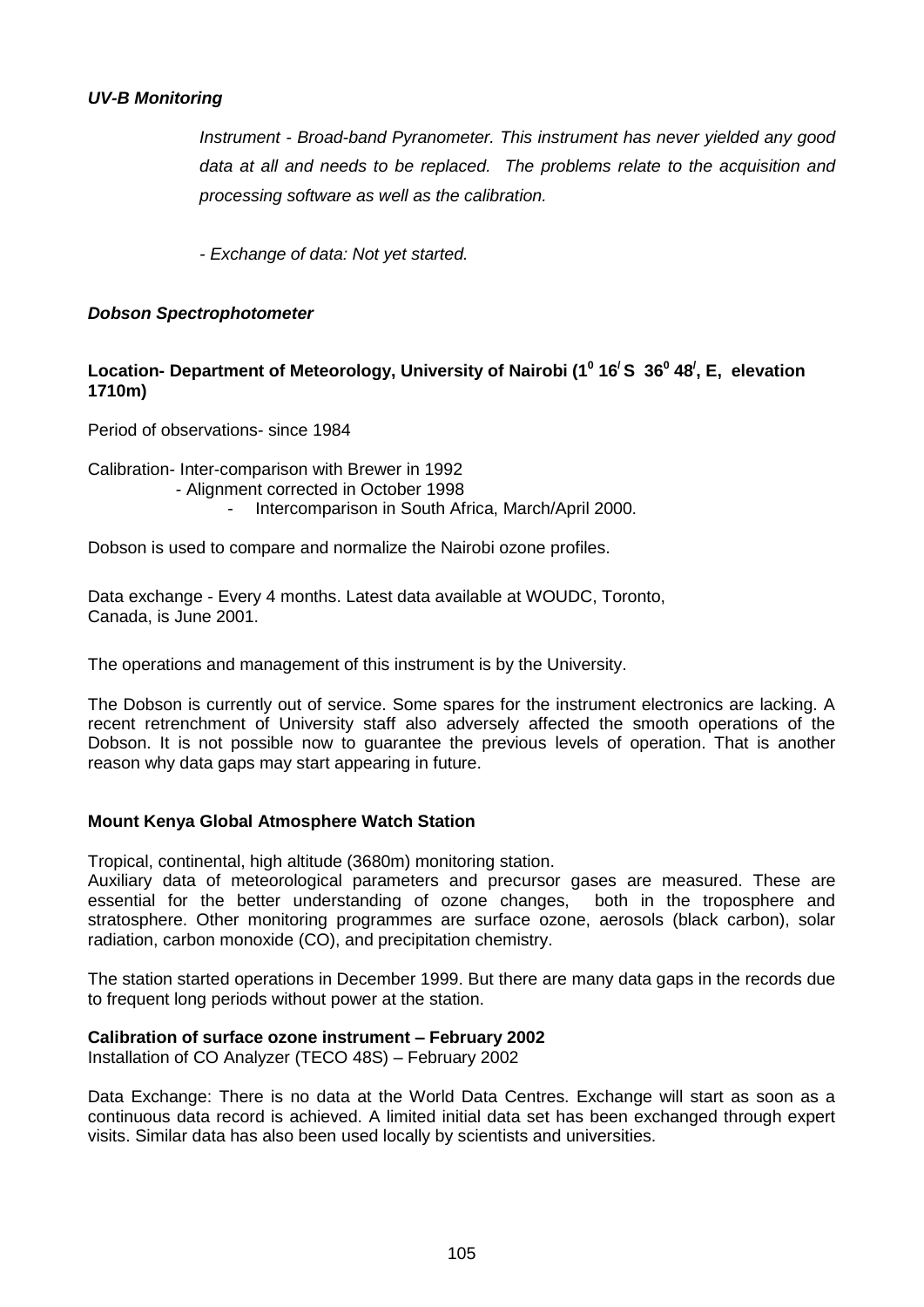### *UV-B Monitoring*

*Instrument - Broad-band Pyranometer. This instrument has never yielded any good data at all and needs to be replaced. The problems relate to the acquisition and processing software as well as the calibration.*

*- Exchange of data: Not yet started.*

### *Dobson Spectrophotometer*

**Location- Department of Meteorology, University of Nairobi ($1^0$ $16^/$ S $36^0$ $48^/$, E, elevation 1710m)**

Period of observations- since 1984

Calibration- Inter-comparison with Brewer in 1992
- Alignment corrected in October 1998
- Intercomparison in South Africa, March/April 2000.

Dobson is used to compare and normalize the Nairobi ozone profiles.

Data exchange - Every 4 months. Latest data available at WOUDC, Toronto, Canada, is June 2001.

The operations and management of this instrument is by the University.

The Dobson is currently out of service. Some spares for the instrument electronics are lacking. A recent retrenchment of University staff also adversely affected the smooth operations of the Dobson. It is not possible now to guarantee the previous levels of operation. That is another reason why data gaps may start appearing in future.

### Mount Kenya Global Atmosphere Watch Station

Tropical, continental, high altitude (3680m) monitoring station.
Auxiliary data of meteorological parameters and precursor gases are measured. These are essential for the better understanding of ozone changes, both in the troposphere and stratosphere. Other monitoring programmes are surface ozone, aerosols (black carbon), solar radiation, carbon monoxide (CO), and precipitation chemistry.

The station started operations in December 1999. But there are many data gaps in the records due to frequent long periods without power at the station.

**Calibration of surface ozone instrument – February 2002**
Installation of CO Analyzer (TECO 48S) – February 2002

Data Exchange: There is no data at the World Data Centres. Exchange will start as soon as a continuous data record is achieved. A limited initial data set has been exchanged through expert visits. Similar data has also been used locally by scientists and universities.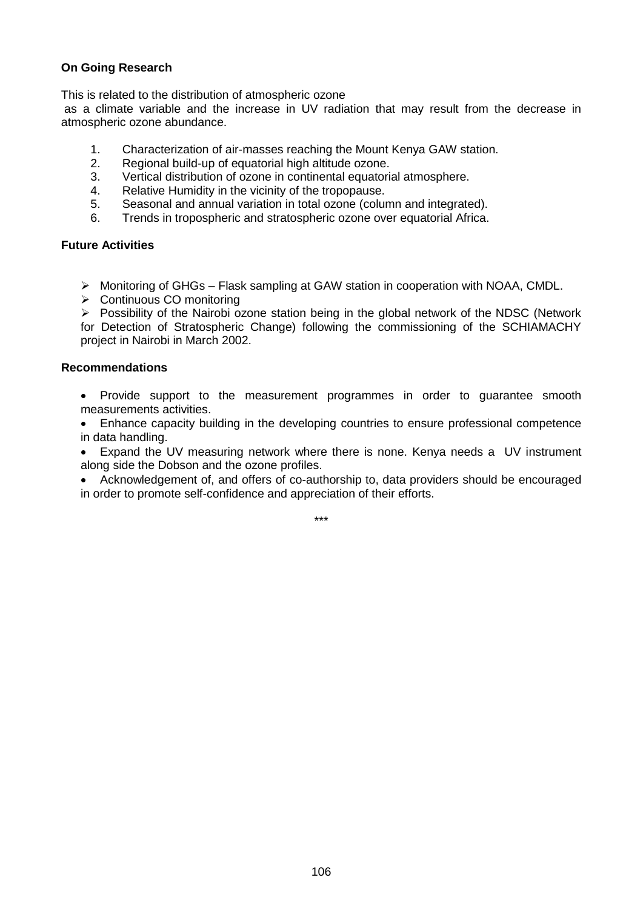**On Going Research**

This is related to the distribution of atmospheric ozone as a climate variable and the increase in UV radiation that may result from the decrease in atmospheric ozone abundance.

1. Characterization of air-masses reaching the Mount Kenya GAW station.
2. Regional build-up of equatorial high altitude ozone.
3. Vertical distribution of ozone in continental equatorial atmosphere.
4. Relative Humidity in the vicinity of the tropopause.
5. Seasonal and annual variation in total ozone (column and integrated).
6. Trends in tropospheric and stratospheric ozone over equatorial Africa.

**Future Activities**

- Monitoring of GHGs – Flask sampling at GAW station in cooperation with NOAA, CMDL.
- Continuous CO monitoring
- Possibility of the Nairobi ozone station being in the global network of the NDSC (Network for Detection of Stratospheric Change) following the commissioning of the SCHIAMACHY project in Nairobi in March 2002.

**Recommendations**

- Provide support to the measurement programmes in order to guarantee smooth measurements activities.
- Enhance capacity building in the developing countries to ensure professional competence in data handling.
- Expand the UV measuring network where there is none. Kenya needs a UV instrument along side the Dobson and the ozone profiles.
- Acknowledgement of, and offers of co-authorship to, data providers should be encouraged in order to promote self-confidence and appreciation of their efforts.

***